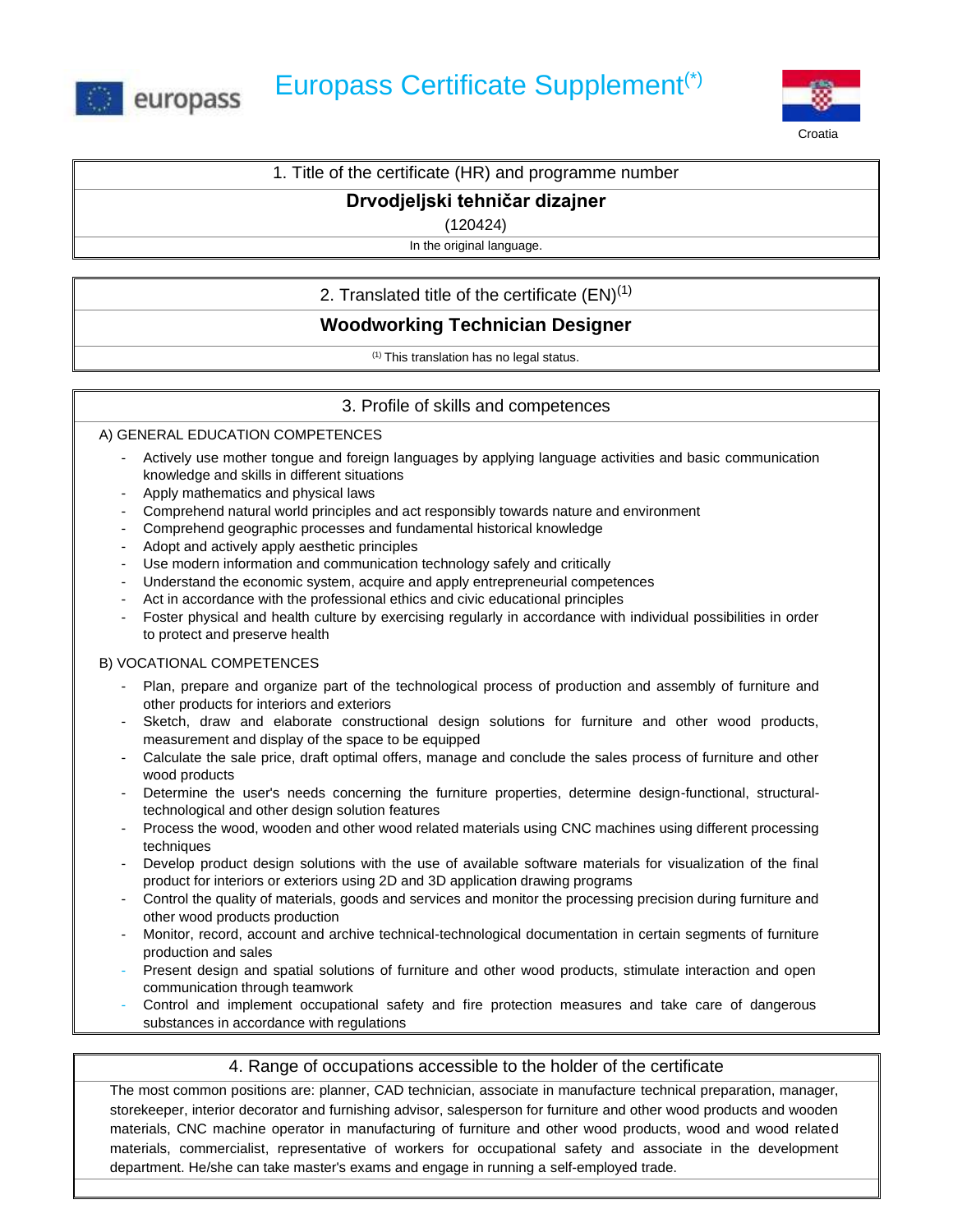europass

# Europass Certificate Supplement(*)

Croatia

## 1. Title of the certificate (HR) and programme number

**Drvodjeljski tehničar dizajner**

(120424)

In the original language.

## 2. Translated title of the certificate (EN)[1]

**Woodworking Technician Designer**

[1] This translation has no legal status.

## 3. Profile of skills and competences

A) GENERAL EDUCATION COMPETENCES

- Actively use mother tongue and foreign languages by applying language activities and basic communication knowledge and skills in different situations
- Apply mathematics and physical laws
- Comprehend natural world principles and act responsibly towards nature and environment
- Comprehend geographic processes and fundamental historical knowledge
- Adopt and actively apply aesthetic principles
- Use modern information and communication technology safely and critically
- Understand the economic system, acquire and apply entrepreneurial competences
- Act in accordance with the professional ethics and civic educational principles
- Foster physical and health culture by exercising regularly in accordance with individual possibilities in order to protect and preserve health

B) VOCATIONAL COMPETENCES

- Plan, prepare and organize part of the technological process of production and assembly of furniture and other products for interiors and exteriors
- Sketch, draw and elaborate constructional design solutions for furniture and other wood products, measurement and display of the space to be equipped
- Calculate the sale price, draft optimal offers, manage and conclude the sales process of furniture and other wood products
- Determine the user's needs concerning the furniture properties, determine design-functional, structural-technological and other design solution features
- Process the wood, wooden and other wood related materials using CNC machines using different processing techniques
- Develop product design solutions with the use of available software materials for visualization of the final product for interiors or exteriors using 2D and 3D application drawing programs
- Control the quality of materials, goods and services and monitor the processing precision during furniture and other wood products production
- Monitor, record, account and archive technical-technological documentation in certain segments of furniture production and sales
- Present design and spatial solutions of furniture and other wood products, stimulate interaction and open communication through teamwork
- Control and implement occupational safety and fire protection measures and take care of dangerous substances in accordance with regulations

## 4. Range of occupations accessible to the holder of the certificate

The most common positions are: planner, CAD technician, associate in manufacture technical preparation, manager, storekeeper, interior decorator and furnishing advisor, salesperson for furniture and other wood products and wooden materials, CNC machine operator in manufacturing of furniture and other wood products, wood and wood related materials, commercialist, representative of workers for occupational safety and associate in the development department. He/she can take master's exams and engage in running a self-employed trade.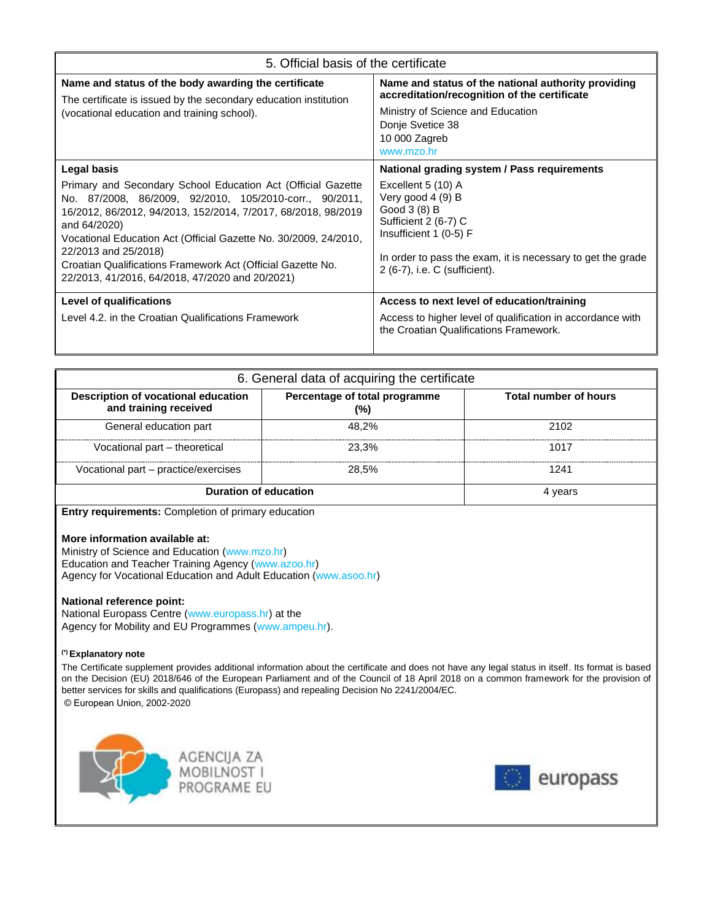## 5. Official basis of the certificate

| **Name and status of the body awarding the certificate** | **Name and status of the national authority providing accreditation/recognition of the certificate** |
|---|---|
| The certificate is issued by the secondary education institution (vocational education and training school). | Ministry of Science and Education<br>Donje Svetice 38<br>10 000 Zagreb<br>www.mzo.hr |
| **Legal basis** | **National grading system / Pass requirements** |
| Primary and Secondary School Education Act (Official Gazette No. 87/2008, 86/2009, 92/2010, 105/2010-corr., 90/2011, 16/2012, 86/2012, 94/2013, 152/2014, 7/2017, 68/2018, 98/2019 and 64/2020)<br>Vocational Education Act (Official Gazette No. 30/2009, 24/2010, 22/2013 and 25/2018)<br>Croatian Qualifications Framework Act (Official Gazette No. 22/2013, 41/2016, 64/2018, 47/2020 and 20/2021) | Excellent 5 (10) A<br>Very good 4 (9) B<br>Good 3 (8) B<br>Sufficient 2 (6-7) C<br>Insufficient 1 (0-5) F<br><br>In order to pass the exam, it is necessary to get the grade 2 (6-7), i.e. C (sufficient). |
| **Level of qualifications** | **Access to next level of education/training** |
| Level 4.2. in the Croatian Qualifications Framework | Access to higher level of qualification in accordance with the Croatian Qualifications Framework. |

## 6. General data of acquiring the certificate

| Description of vocational education and training received | Percentage of total programme (%) | Total number of hours |
|---|---|---|
| General education part | 48,2% | 2102 |
| Vocational part – theoretical | 23,3% | 1017 |
| Vocational part – practice/exercises | 28,5% | 1241 |
| **Duration of education** | | 4 years |

**Entry requirements:** Completion of primary education

**More information available at:**
Ministry of Science and Education (www.mzo.hr)
Education and Teacher Training Agency (www.azoo.hr)
Agency for Vocational Education and Adult Education (www.asoo.hr)

**National reference point:**
National Europass Centre (www.europass.hr) at the
Agency for Mobility and EU Programmes (www.ampeu.hr).

**(*) Explanatory note**

The Certificate supplement provides additional information about the certificate and does not have any legal status in itself. Its format is based on the Decision (EU) 2018/646 of the European Parliament and of the Council of 18 April 2018 on a common framework for the provision of better services for skills and qualifications (Europass) and repealing Decision No 2241/2004/EC.

© European Union, 2002-2020

AGENCIJA ZA MOBILNOST I PROGRAME EU

europass